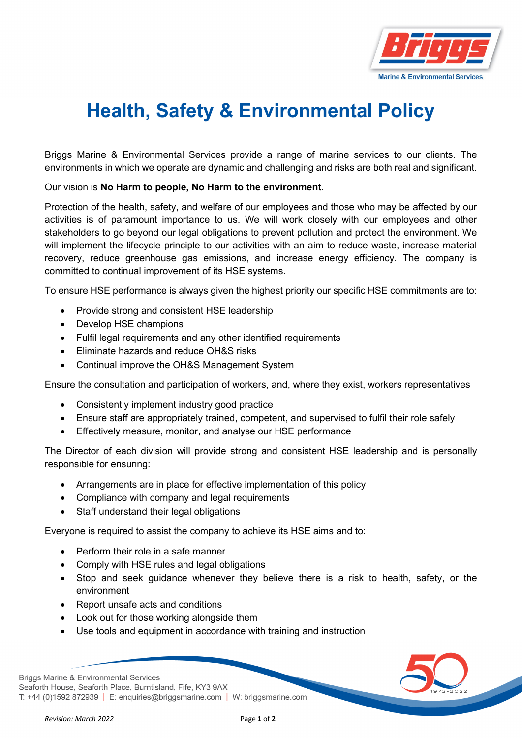# Health, Safety & Environmental Policy

Briggs Marine & Environmental Services provide a range of marine services to our clients. The environments in which we operate are dynamic and challenging and risks are both real and significant.

Our vision is **No Harm to people, No Harm to the environment**.

Protection of the health, safety, and welfare of our employees and those who may be affected by our activities is of paramount importance to us. We will work closely with our employees and other stakeholders to go beyond our legal obligations to prevent pollution and protect the environment. We will implement the lifecycle principle to our activities with an aim to reduce waste, increase material recovery, reduce greenhouse gas emissions, and increase energy efficiency. The company is committed to continual improvement of its HSE systems.

To ensure HSE performance is always given the highest priority our specific HSE commitments are to:

- Provide strong and consistent HSE leadership
- Develop HSE champions
- Fulfil legal requirements and any other identified requirements
- Eliminate hazards and reduce OH&S risks
- Continual improve the OH&S Management System

Ensure the consultation and participation of workers, and, where they exist, workers representatives

- Consistently implement industry good practice
- Ensure staff are appropriately trained, competent, and supervised to fulfil their role safely
- Effectively measure, monitor, and analyse our HSE performance

The Director of each division will provide strong and consistent HSE leadership and is personally responsible for ensuring:

- Arrangements are in place for effective implementation of this policy
- Compliance with company and legal requirements
- Staff understand their legal obligations

Everyone is required to assist the company to achieve its HSE aims and to:

- Perform their role in a safe manner
- Comply with HSE rules and legal obligations
- Stop and seek guidance whenever they believe there is a risk to health, safety, or the environment
- Report unsafe acts and conditions
- Look out for those working alongside them
- Use tools and equipment in accordance with training and instruction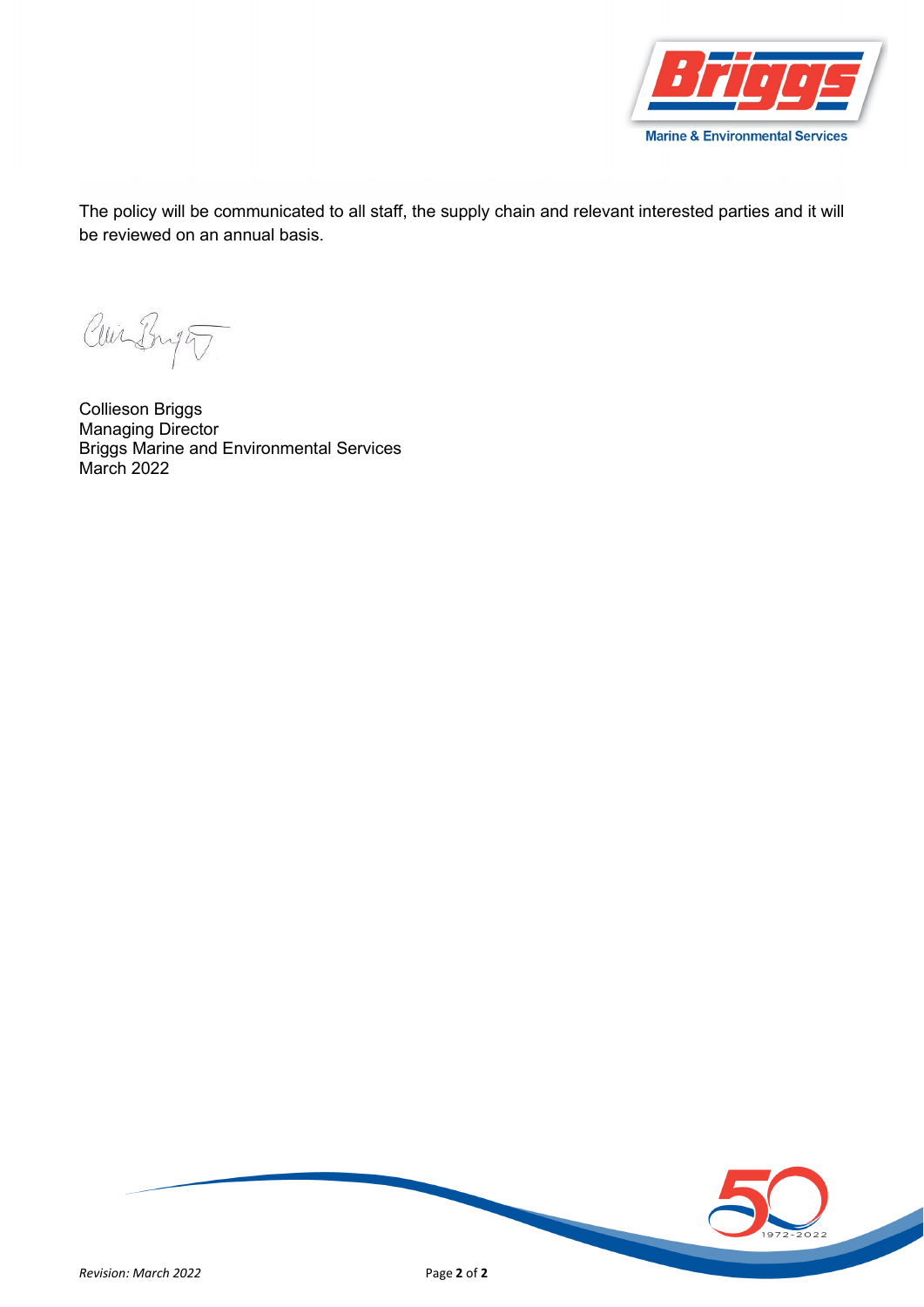The policy will be communicated to all staff, the supply chain and relevant interested parties and it will be reviewed on an annual basis.

Collieson Briggs
Managing Director
Briggs Marine and Environmental Services
March 2022